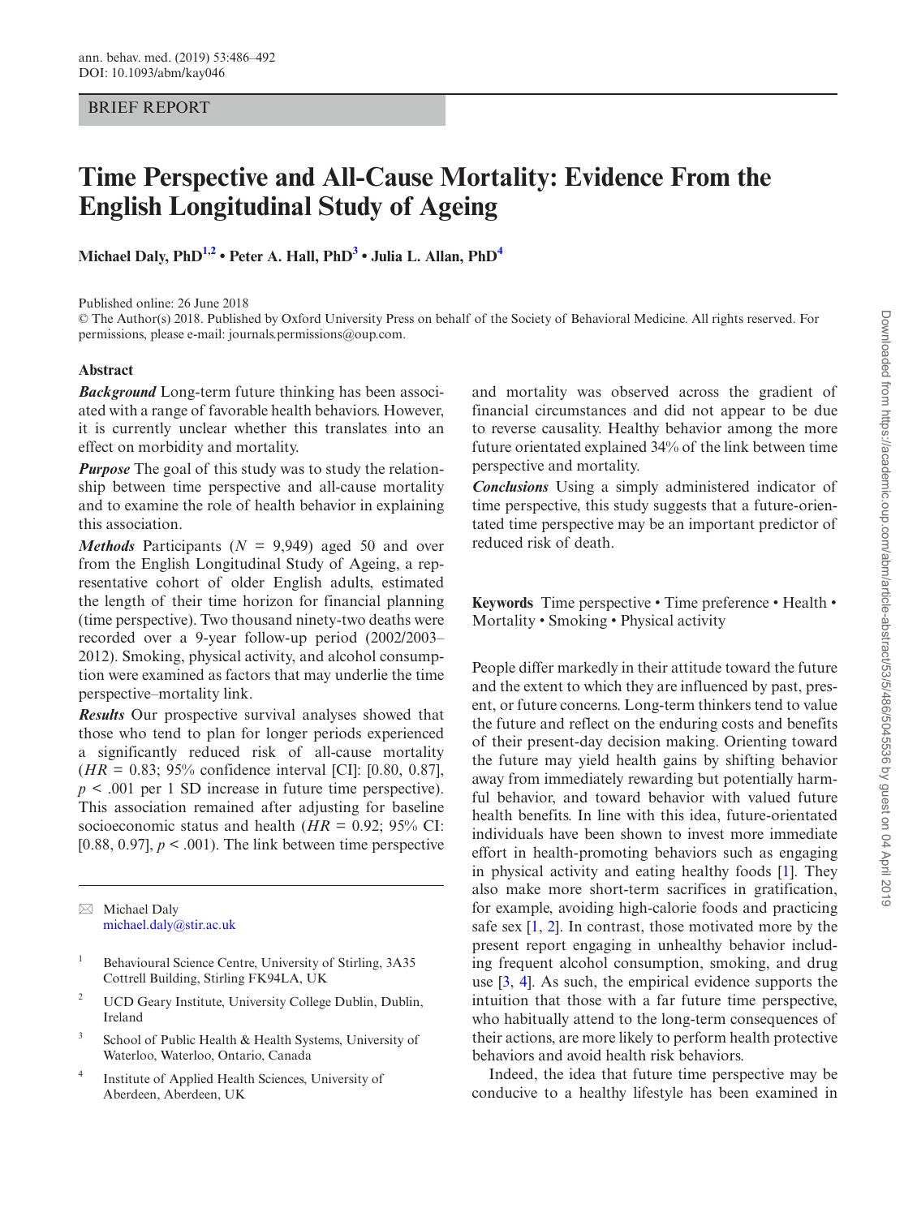BRIEF REPORT

# Time Perspective and All-Cause Mortality: Evidence From the English Longitudinal Study of Ageing

**Michael Daly, PhD[1,2] • Peter A. Hall, PhD[3] • Julia L. Allan, PhD[4]**

Published online: 26 June 2018

© The Author(s) 2018. Published by Oxford University Press on behalf of the Society of Behavioral Medicine. All rights reserved. For permissions, please e-mail: journals.permissions@oup.com.

## Abstract

***Background*** Long-term future thinking has been associated with a range of favorable health behaviors. However, it is currently unclear whether this translates into an effect on morbidity and mortality.

***Purpose*** The goal of this study was to study the relationship between time perspective and all-cause mortality and to examine the role of health behavior in explaining this association.

***Methods*** Participants ($N$ = 9,949) aged 50 and over from the English Longitudinal Study of Ageing, a representative cohort of older English adults, estimated the length of their time horizon for financial planning (time perspective). Two thousand ninety-two deaths were recorded over a 9-year follow-up period (2002/2003–2012). Smoking, physical activity, and alcohol consumption were examined as factors that may underlie the time perspective–mortality link.

***Results*** Our prospective survival analyses showed that those who tend to plan for longer periods experienced a significantly reduced risk of all-cause mortality ($HR$ = 0.83; 95% confidence interval [CI]: [0.80, 0.87], $p$ < .001 per 1 SD increase in future time perspective). This association remained after adjusting for baseline socioeconomic status and health ($HR$ = 0.92; 95% CI: [0.88, 0.97], $p$ < .001). The link between time perspective and mortality was observed across the gradient of financial circumstances and did not appear to be due to reverse causality. Healthy behavior among the more future orientated explained 34% of the link between time perspective and mortality.

***Conclusions*** Using a simply administered indicator of time perspective, this study suggests that a future-orientated time perspective may be an important predictor of reduced risk of death.

**Keywords** Time perspective • Time preference • Health • Mortality • Smoking • Physical activity

People differ markedly in their attitude toward the future and the extent to which they are influenced by past, present, or future concerns. Long-term thinkers tend to value the future and reflect on the enduring costs and benefits of their present-day decision making. Orienting toward the future may yield health gains by shifting behavior away from immediately rewarding but potentially harmful behavior, and toward behavior with valued future health benefits. In line with this idea, future-orientated individuals have been shown to invest more immediate effort in health-promoting behaviors such as engaging in physical activity and eating healthy foods [1]. They also make more short-term sacrifices in gratification, for example, avoiding high-calorie foods and practicing safe sex [1, 2]. In contrast, those motivated more by the present report engaging in unhealthy behavior including frequent alcohol consumption, smoking, and drug use [3, 4]. As such, the empirical evidence supports the intuition that those with a far future time perspective, who habitually attend to the long-term consequences of their actions, are more likely to perform health protective behaviors and avoid health risk behaviors.

Indeed, the idea that future time perspective may be conducive to a healthy lifestyle has been examined in

---

✉ Michael Daly
michael.daly@stir.ac.uk

[1] Behavioural Science Centre, University of Stirling, 3A35 Cottrell Building, Stirling FK94LA, UK

[2] UCD Geary Institute, University College Dublin, Dublin, Ireland

[3] School of Public Health & Health Systems, University of Waterloo, Waterloo, Ontario, Canada

[4] Institute of Applied Health Sciences, University of Aberdeen, Aberdeen, UK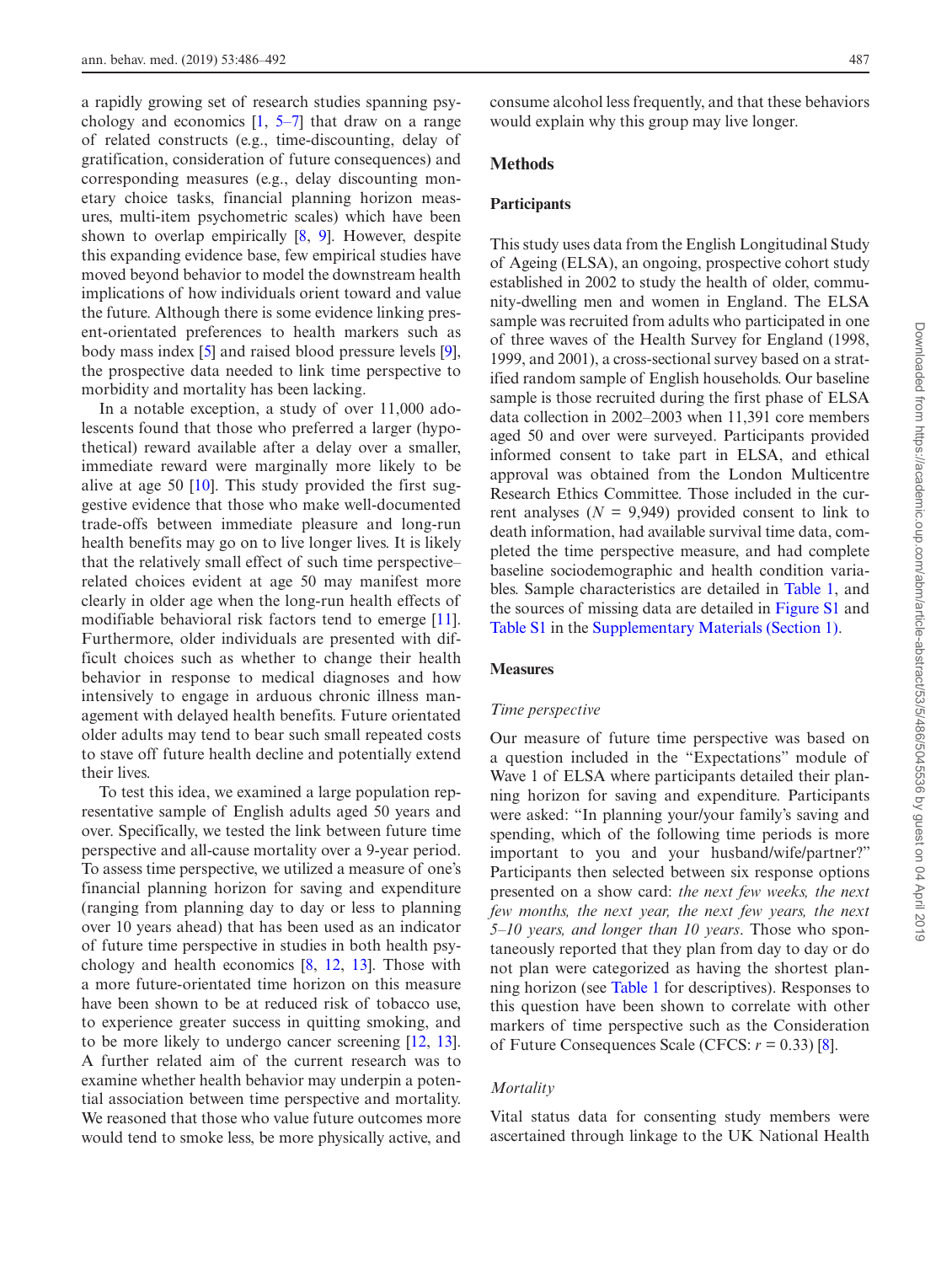a rapidly growing set of research studies spanning psychology and economics [1, 5–7] that draw on a range of related constructs (e.g., time-discounting, delay of gratification, consideration of future consequences) and corresponding measures (e.g., delay discounting monetary choice tasks, financial planning horizon measures, multi-item psychometric scales) which have been shown to overlap empirically [8, 9]. However, despite this expanding evidence base, few empirical studies have moved beyond behavior to model the downstream health implications of how individuals orient toward and value the future. Although there is some evidence linking present-orientated preferences to health markers such as body mass index [5] and raised blood pressure levels [9], the prospective data needed to link time perspective to morbidity and mortality has been lacking.

In a notable exception, a study of over 11,000 adolescents found that those who preferred a larger (hypothetical) reward available after a delay over a smaller, immediate reward were marginally more likely to be alive at age 50 [10]. This study provided the first suggestive evidence that those who make well-documented trade-offs between immediate pleasure and long-run health benefits may go on to live longer lives. It is likely that the relatively small effect of such time perspective–related choices evident at age 50 may manifest more clearly in older age when the long-run health effects of modifiable behavioral risk factors tend to emerge [11]. Furthermore, older individuals are presented with difficult choices such as whether to change their health behavior in response to medical diagnoses and how intensively to engage in arduous chronic illness management with delayed health benefits. Future orientated older adults may tend to bear such small repeated costs to stave off future health decline and potentially extend their lives.

To test this idea, we examined a large population representative sample of English adults aged 50 years and over. Specifically, we tested the link between future time perspective and all-cause mortality over a 9-year period. To assess time perspective, we utilized a measure of one's financial planning horizon for saving and expenditure (ranging from planning day to day or less to planning over 10 years ahead) that has been used as an indicator of future time perspective in studies in both health psychology and health economics [8, 12, 13]. Those with a more future-orientated time horizon on this measure have been shown to be at reduced risk of tobacco use, to experience greater success in quitting smoking, and to be more likely to undergo cancer screening [12, 13]. A further related aim of the current research was to examine whether health behavior may underpin a potential association between time perspective and mortality. We reasoned that those who value future outcomes more would tend to smoke less, be more physically active, and consume alcohol less frequently, and that these behaviors would explain why this group may live longer.

## Methods

### Participants

This study uses data from the English Longitudinal Study of Ageing (ELSA), an ongoing, prospective cohort study established in 2002 to study the health of older, community-dwelling men and women in England. The ELSA sample was recruited from adults who participated in one of three waves of the Health Survey for England (1998, 1999, and 2001), a cross-sectional survey based on a stratified random sample of English households. Our baseline sample is those recruited during the first phase of ELSA data collection in 2002–2003 when 11,391 core members aged 50 and over were surveyed. Participants provided informed consent to take part in ELSA, and ethical approval was obtained from the London Multicentre Research Ethics Committee. Those included in the current analyses ($N$ = 9,949) provided consent to link to death information, had available survival time data, completed the time perspective measure, and had complete baseline sociodemographic and health condition variables. Sample characteristics are detailed in Table 1, and the sources of missing data are detailed in Figure S1 and Table S1 in the Supplementary Materials (Section 1).

### Measures

#### *Time perspective*

Our measure of future time perspective was based on a question included in the "Expectations" module of Wave 1 of ELSA where participants detailed their planning horizon for saving and expenditure. Participants were asked: "In planning your/your family's saving and spending, which of the following time periods is more important to you and your husband/wife/partner?" Participants then selected between six response options presented on a show card: *the next few weeks, the next few months, the next year, the next few years, the next 5–10 years, and longer than 10 years*. Those who spontaneously reported that they plan from day to day or do not plan were categorized as having the shortest planning horizon (see Table 1 for descriptives). Responses to this question have been shown to correlate with other markers of time perspective such as the Consideration of Future Consequences Scale (CFCS: $r$ = 0.33) [8].

#### *Mortality*

Vital status data for consenting study members were ascertained through linkage to the UK National Health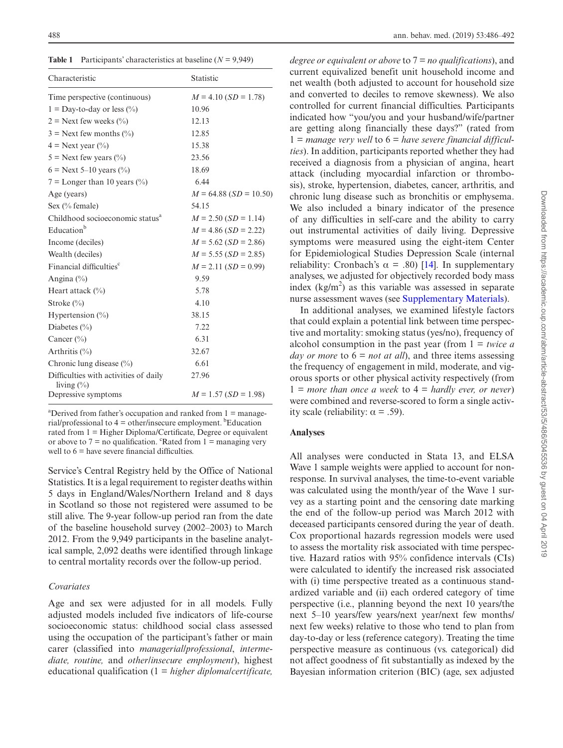**Table 1** Participants' characteristics at baseline ($N$ = 9,949)

| Characteristic | Statistic |
|---|---|
| Time perspective (continuous) | $M$ = 4.10 ($SD$ = 1.78) |
| 1 = Day-to-day or less (%) | 10.96 |
| 2 = Next few weeks (%) | 12.13 |
| 3 = Next few months (%) | 12.85 |
| 4 = Next year (%) | 15.38 |
| 5 = Next few years (%) | 23.56 |
| 6 = Next 5–10 years (%) | 18.69 |
| 7 = Longer than 10 years (%) | 6.44 |
| Age (years) | $M$ = 64.88 ($SD$ = 10.50) |
| Sex (% female) | 54.15 |
| Childhood socioeconomic status[a] | $M$ = 2.50 ($SD$ = 1.14) |
| Education[b] | $M$ = 4.86 ($SD$ = 2.22) |
| Income (deciles) | $M$ = 5.62 ($SD$ = 2.86) |
| Wealth (deciles) | $M$ = 5.55 ($SD$ = 2.85) |
| Financial difficulties[c] | $M$ = 2.11 ($SD$ = 0.99) |
| Angina (%) | 9.59 |
| Heart attack (%) | 5.78 |
| Stroke (%) | 4.10 |
| Hypertension (%) | 38.15 |
| Diabetes (%) | 7.22 |
| Cancer (%) | 6.31 |
| Arthritis (%) | 32.67 |
| Chronic lung disease (%) | 6.61 |
| Difficulties with activities of daily living (%) | 27.96 |
| Depressive symptoms | $M$ = 1.57 ($SD$ = 1.98) |

[a]Derived from father's occupation and ranked from 1 = managerial/professional to 4 = other/insecure employment. [b]Education rated from 1 = Higher Diploma/Certificate, Degree or equivalent or above to 7 = no qualification. [c]Rated from 1 = managing very well to 6 = have severe financial difficulties.

Service's Central Registry held by the Office of National Statistics. It is a legal requirement to register deaths within 5 days in England/Wales/Northern Ireland and 8 days in Scotland so those not registered were assumed to be still alive. The 9-year follow-up period ran from the date of the baseline household survey (2002–2003) to March 2012. From the 9,949 participants in the baseline analytical sample, 2,092 deaths were identified through linkage to central mortality records over the follow-up period.

### *Covariates*

Age and sex were adjusted for in all models. Fully adjusted models included five indicators of life-course socioeconomic status: childhood social class assessed using the occupation of the participant's father or main carer (classified into *managerial/professional*, *intermediate, routine,* and *other/insecure employment*), highest educational qualification (1 = *higher diploma/certificate, degree or equivalent or above* to 7 = *no qualifications*), and current equivalized benefit unit household income and net wealth (both adjusted to account for household size and converted to deciles to remove skewness). We also controlled for current financial difficulties. Participants indicated how "you/you and your husband/wife/partner are getting along financially these days?" (rated from 1 = *manage very well* to 6 = *have severe financial difficulties*). In addition, participants reported whether they had received a diagnosis from a physician of angina, heart attack (including myocardial infarction or thrombosis), stroke, hypertension, diabetes, cancer, arthritis, and chronic lung disease such as bronchitis or emphysema. We also included a binary indicator of the presence of any difficulties in self-care and the ability to carry out instrumental activities of daily living. Depressive symptoms were measured using the eight-item Center for Epidemiological Studies Depression Scale (internal reliability: Cronbach's $\alpha$ = .80) [14]. In supplementary analyses, we adjusted for objectively recorded body mass index (kg/m$^2$) as this variable was assessed in separate nurse assessment waves (see Supplementary Materials).

In additional analyses, we examined lifestyle factors that could explain a potential link between time perspective and mortality: smoking status (yes/no), frequency of alcohol consumption in the past year (from 1 = *twice a day or more* to 6 = *not at all*), and three items assessing the frequency of engagement in mild, moderate, and vigorous sports or other physical activity respectively (from 1 = *more than once a week* to 4 = *hardly ever, or never*) were combined and reverse-scored to form a single activity scale (reliability: $\alpha$ = .59).

### Analyses

All analyses were conducted in Stata 13, and ELSA Wave 1 sample weights were applied to account for nonresponse. In survival analyses, the time-to-event variable was calculated using the month/year of the Wave 1 survey as a starting point and the censoring date marking the end of the follow-up period was March 2012 with deceased participants censored during the year of death. Cox proportional hazards regression models were used to assess the mortality risk associated with time perspective. Hazard ratios with 95% confidence intervals (CIs) were calculated to identify the increased risk associated with (i) time perspective treated as a continuous standardized variable and (ii) each ordered category of time perspective (i.e., planning beyond the next 10 years/the next 5–10 years/few years/next year/next few months/next few weeks) relative to those who tend to plan from day-to-day or less (reference category). Treating the time perspective measure as continuous (vs. categorical) did not affect goodness of fit substantially as indexed by the Bayesian information criterion (BIC) (age, sex adjusted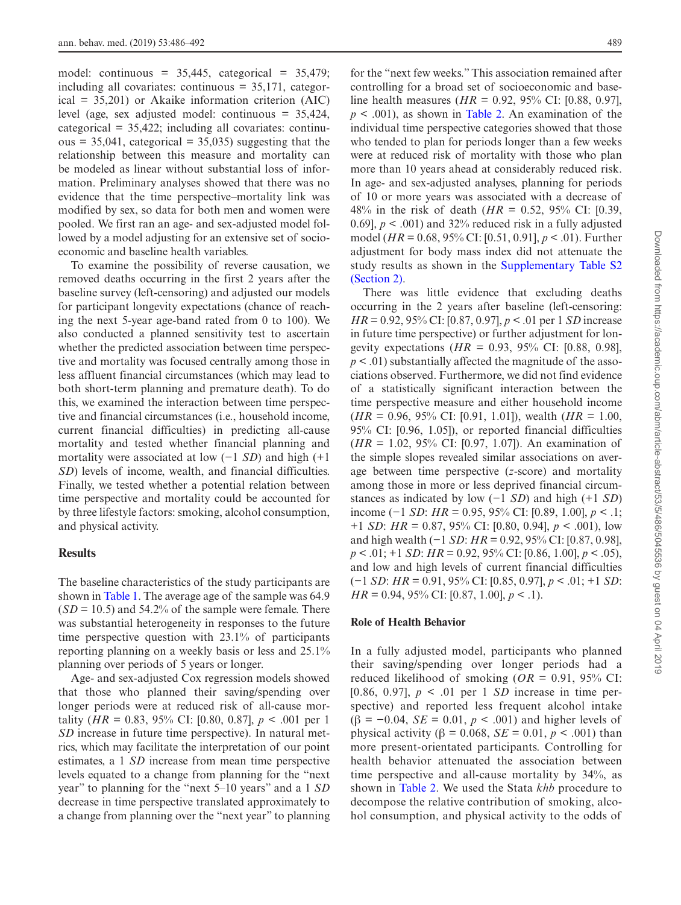model: continuous = 35,445, categorical = 35,479; including all covariates: continuous = 35,171, categorical = 35,201) or Akaike information criterion (AIC) level (age, sex adjusted model: continuous = 35,424, categorical = 35,422; including all covariates: continuous = 35,041, categorical = 35,035) suggesting that the relationship between this measure and mortality can be modeled as linear without substantial loss of information. Preliminary analyses showed that there was no evidence that the time perspective–mortality link was modified by sex, so data for both men and women were pooled. We first ran an age- and sex-adjusted model followed by a model adjusting for an extensive set of socioeconomic and baseline health variables.

To examine the possibility of reverse causation, we removed deaths occurring in the first 2 years after the baseline survey (left-censoring) and adjusted our models for participant longevity expectations (chance of reaching the next 5-year age-band rated from 0 to 100). We also conducted a planned sensitivity test to ascertain whether the predicted association between time perspective and mortality was focused centrally among those in less affluent financial circumstances (which may lead to both short-term planning and premature death). To do this, we examined the interaction between time perspective and financial circumstances (i.e., household income, current financial difficulties) in predicting all-cause mortality and tested whether financial planning and mortality were associated at low (−1 *SD*) and high (+1 *SD*) levels of income, wealth, and financial difficulties. Finally, we tested whether a potential relation between time perspective and mortality could be accounted for by three lifestyle factors: smoking, alcohol consumption, and physical activity.

## Results

The baseline characteristics of the study participants are shown in Table 1. The average age of the sample was 64.9 (*SD* = 10.5) and 54.2% of the sample were female. There was substantial heterogeneity in responses to the future time perspective question with 23.1% of participants reporting planning on a weekly basis or less and 25.1% planning over periods of 5 years or longer.

Age- and sex-adjusted Cox regression models showed that those who planned their saving/spending over longer periods were at reduced risk of all-cause mortality (*HR* = 0.83, 95% CI: [0.80, 0.87], $p < .001$ per 1 *SD* increase in future time perspective). In natural metrics, which may facilitate the interpretation of our point estimates, a 1 *SD* increase from mean time perspective levels equated to a change from planning for the "next year" to planning for the "next 5–10 years" and a 1 *SD* decrease in time perspective translated approximately to a change from planning over the "next year" to planning for the "next few weeks." This association remained after controlling for a broad set of socioeconomic and baseline health measures (*HR* = 0.92, 95% CI: [0.88, 0.97], $p < .001$), as shown in Table 2. An examination of the individual time perspective categories showed that those who tended to plan for periods longer than a few weeks were at reduced risk of mortality with those who plan more than 10 years ahead at considerably reduced risk. In age- and sex-adjusted analyses, planning for periods of 10 or more years was associated with a decrease of 48% in the risk of death (*HR* = 0.52, 95% CI: [0.39, 0.69], $p < .001$) and 32% reduced risk in a fully adjusted model (*HR* = 0.68, 95% CI: [0.51, 0.91], $p < .01$). Further adjustment for body mass index did not attenuate the study results as shown in the Supplementary Table S2 (Section 2).

There was little evidence that excluding deaths occurring in the 2 years after baseline (left-censoring: *HR* = 0.92, 95% CI: [0.87, 0.97], $p < .01$ per 1 *SD* increase in future time perspective) or further adjustment for longevity expectations (*HR* = 0.93, 95% CI: [0.88, 0.98], $p < .01$) substantially affected the magnitude of the associations observed. Furthermore, we did not find evidence of a statistically significant interaction between the time perspective measure and either household income (*HR* = 0.96, 95% CI: [0.91, 1.01]), wealth (*HR* = 1.00, 95% CI: [0.96, 1.05]), or reported financial difficulties (*HR* = 1.02, 95% CI: [0.97, 1.07]). An examination of the simple slopes revealed similar associations on average between time perspective (*z*-score) and mortality among those in more or less deprived financial circumstances as indicated by low (−1 *SD*) and high (+1 *SD*) income (−1 *SD*: *HR* = 0.95, 95% CI: [0.89, 1.00], $p < .1$; +1 *SD*: *HR* = 0.87, 95% CI: [0.80, 0.94], $p < .001$), low and high wealth (−1 *SD*: *HR* = 0.92, 95% CI: [0.87, 0.98], $p < .01$; +1 *SD*: *HR* = 0.92, 95% CI: [0.86, 1.00], $p < .05$), and low and high levels of current financial difficulties (−1 *SD*: *HR* = 0.91, 95% CI: [0.85, 0.97], $p < .01$; +1 *SD*: *HR* = 0.94, 95% CI: [0.87, 1.00], $p < .1$).

### Role of Health Behavior

In a fully adjusted model, participants who planned their saving/spending over longer periods had a reduced likelihood of smoking (*OR* = 0.91, 95% CI: [0.86, 0.97], $p < .01$ per 1 *SD* increase in time perspective) and reported less frequent alcohol intake ($\beta = -0.04$, *SE* = 0.01, $p < .001$) and higher levels of physical activity ($\beta = 0.068$, *SE* = 0.01, $p < .001$) than more present-orientated participants. Controlling for health behavior attenuated the association between time perspective and all-cause mortality by 34%, as shown in Table 2. We used the Stata *khb* procedure to decompose the relative contribution of smoking, alcohol consumption, and physical activity to the odds of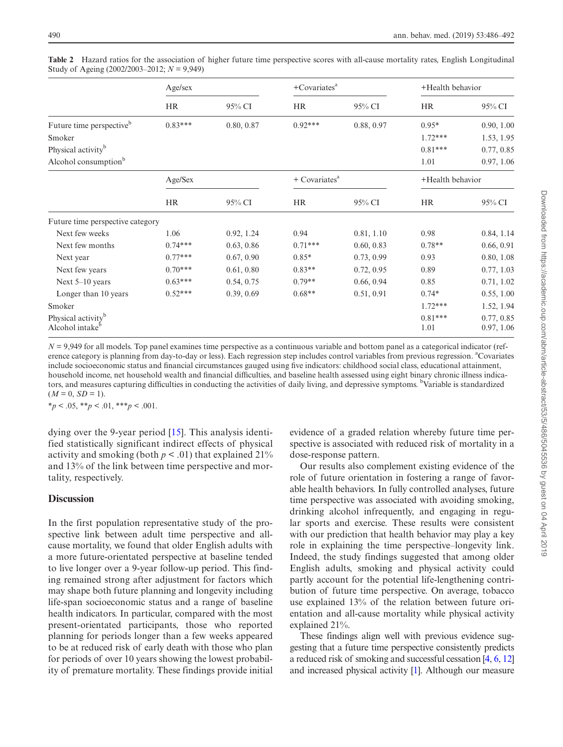**Table 2** Hazard ratios for the association of higher future time perspective scores with all-cause mortality rates, English Longitudinal Study of Ageing (2002/2003–2012; $N$ = 9,949)

| | Age/sex | | +Covariates[a] | | +Health behavior | |
|---|---|---|---|---|---|---|
| | HR | 95% CI | HR | 95% CI | HR | 95% CI |
| Future time perspective[b] | 0.83*** | 0.80, 0.87 | 0.92*** | 0.88, 0.97 | 0.95* | 0.90, 1.00 |
| Smoker | | | | | 1.72*** | 1.53, 1.95 |
| Physical activity[b] | | | | | 0.81*** | 0.77, 0.85 |
| Alcohol consumption[b] | | | | | 1.01 | 0.97, 1.06 |
| | Age/Sex | | + Covariates[a] | | +Health behavior | |
| | HR | 95% CI | HR | 95% CI | HR | 95% CI |
| Future time perspective category | | | | | | |
| Next few weeks | 1.06 | 0.92, 1.24 | 0.94 | 0.81, 1.10 | 0.98 | 0.84, 1.14 |
| Next few months | 0.74*** | 0.63, 0.86 | 0.71*** | 0.60, 0.83 | 0.78** | 0.66, 0.91 |
| Next year | 0.77*** | 0.67, 0.90 | 0.85* | 0.73, 0.99 | 0.93 | 0.80, 1.08 |
| Next few years | 0.70*** | 0.61, 0.80 | 0.83** | 0.72, 0.95 | 0.89 | 0.77, 1.03 |
| Next 5–10 years | 0.63*** | 0.54, 0.75 | 0.79** | 0.66, 0.94 | 0.85 | 0.71, 1.02 |
| Longer than 10 years | 0.52*** | 0.39, 0.69 | 0.68** | 0.51, 0.91 | 0.74* | 0.55, 1.00 |
| Smoker | | | | | 1.72*** | 1.52, 1.94 |
| Physical activity[b] | | | | | 0.81*** | 0.77, 0.85 |
| Alcohol intake[b] | | | | | 1.01 | 0.97, 1.06 |

$N$ = 9,949 for all models. Top panel examines time perspective as a continuous variable and bottom panel as a categorical indicator (reference category is planning from day-to-day or less). Each regression step includes control variables from previous regression. [a]Covariates include socioeconomic status and financial circumstances gauged using five indicators: childhood social class, educational attainment, household income, net household wealth and financial difficulties, and baseline health assessed using eight binary chronic illness indicators, and measures capturing difficulties in conducting the activities of daily living, and depressive symptoms. [b]Variable is standardized ($M = 0$, $SD = 1$).

*$p < .05$, **$p < .01$, ***$p < .001$.

dying over the 9-year period [15]. This analysis identified statistically significant indirect effects of physical activity and smoking (both $p < .01$) that explained 21% and 13% of the link between time perspective and mortality, respectively.

## Discussion

In the first population representative study of the prospective link between adult time perspective and all-cause mortality, we found that older English adults with a more future-orientated perspective at baseline tended to live longer over a 9-year follow-up period. This finding remained strong after adjustment for factors which may shape both future planning and longevity including life-span socioeconomic status and a range of baseline health indicators. In particular, compared with the most present-orientated participants, those who reported planning for periods longer than a few weeks appeared to be at reduced risk of early death with those who plan for periods of over 10 years showing the lowest probability of premature mortality. These findings provide initial evidence of a graded relation whereby future time perspective is associated with reduced risk of mortality in a dose-response pattern.

Our results also complement existing evidence of the role of future orientation in fostering a range of favorable health behaviors. In fully controlled analyses, future time perspective was associated with avoiding smoking, drinking alcohol infrequently, and engaging in regular sports and exercise. These results were consistent with our prediction that health behavior may play a key role in explaining the time perspective–longevity link. Indeed, the study findings suggested that among older English adults, smoking and physical activity could partly account for the potential life-lengthening contribution of future time perspective. On average, tobacco use explained 13% of the relation between future orientation and all-cause mortality while physical activity explained 21%.

These findings align well with previous evidence suggesting that a future time perspective consistently predicts a reduced risk of smoking and successful cessation [4, 6, 12] and increased physical activity [1]. Although our measure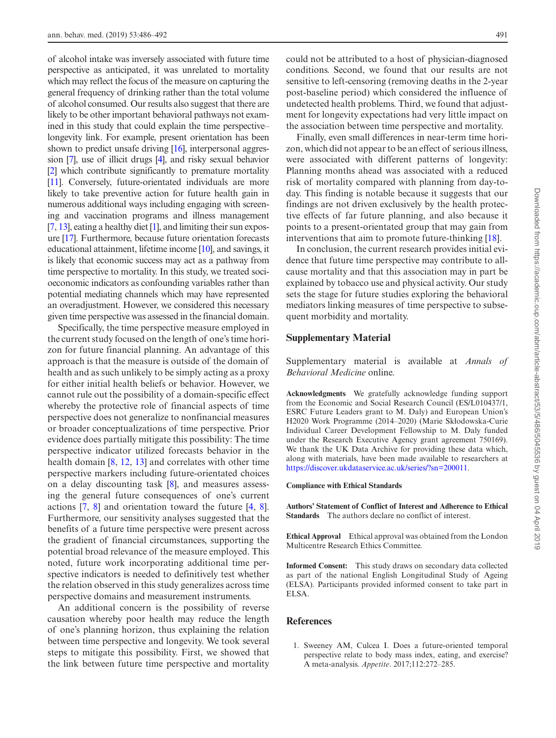of alcohol intake was inversely associated with future time perspective as anticipated, it was unrelated to mortality which may reflect the focus of the measure on capturing the general frequency of drinking rather than the total volume of alcohol consumed. Our results also suggest that there are likely to be other important behavioral pathways not examined in this study that could explain the time perspective–longevity link. For example, present orientation has been shown to predict unsafe driving [16], interpersonal aggression [7], use of illicit drugs [4], and risky sexual behavior [2] which contribute significantly to premature mortality [11]. Conversely, future-orientated individuals are more likely to take preventive action for future health gain in numerous additional ways including engaging with screening and vaccination programs and illness management [7, 13], eating a healthy diet [1], and limiting their sun exposure [17]. Furthermore, because future orientation forecasts educational attainment, lifetime income [10], and savings, it is likely that economic success may act as a pathway from time perspective to mortality. In this study, we treated socioeconomic indicators as confounding variables rather than potential mediating channels which may have represented an overadjustment. However, we considered this necessary given time perspective was assessed in the financial domain.

Specifically, the time perspective measure employed in the current study focused on the length of one's time horizon for future financial planning. An advantage of this approach is that the measure is outside of the domain of health and as such unlikely to be simply acting as a proxy for either initial health beliefs or behavior. However, we cannot rule out the possibility of a domain-specific effect whereby the protective role of financial aspects of time perspective does not generalize to nonfinancial measures or broader conceptualizations of time perspective. Prior evidence does partially mitigate this possibility: The time perspective indicator utilized forecasts behavior in the health domain [8, 12, 13] and correlates with other time perspective markers including future-orientated choices on a delay discounting task [8], and measures assessing the general future consequences of one's current actions [7, 8] and orientation toward the future [4, 8]. Furthermore, our sensitivity analyses suggested that the benefits of a future time perspective were present across the gradient of financial circumstances, supporting the potential broad relevance of the measure employed. This noted, future work incorporating additional time perspective indicators is needed to definitively test whether the relation observed in this study generalizes across time perspective domains and measurement instruments.

An additional concern is the possibility of reverse causation whereby poor health may reduce the length of one's planning horizon, thus explaining the relation between time perspective and longevity. We took several steps to mitigate this possibility. First, we showed that the link between future time perspective and mortality could not be attributed to a host of physician-diagnosed conditions. Second, we found that our results are not sensitive to left-censoring (removing deaths in the 2-year post-baseline period) which considered the influence of undetected health problems. Third, we found that adjustment for longevity expectations had very little impact on the association between time perspective and mortality.

Finally, even small differences in near-term time horizon, which did not appear to be an effect of serious illness, were associated with different patterns of longevity: Planning months ahead was associated with a reduced risk of mortality compared with planning from day-to-day. This finding is notable because it suggests that our findings are not driven exclusively by the health protective effects of far future planning, and also because it points to a present-orientated group that may gain from interventions that aim to promote future-thinking [18].

In conclusion, the current research provides initial evidence that future time perspective may contribute to all-cause mortality and that this association may in part be explained by tobacco use and physical activity. Our study sets the stage for future studies exploring the behavioral mediators linking measures of time perspective to subsequent morbidity and mortality.

## Supplementary Material

Supplementary material is available at *Annals of Behavioral Medicine* online.

**Acknowledgments** We gratefully acknowledge funding support from the Economic and Social Research Council (ES/L010437/1, ESRC Future Leaders grant to M. Daly) and European Union's H2020 Work Programme (2014–2020) (Marie Skłodowska-Curie Individual Career Development Fellowship to M. Daly funded under the Research Executive Agency grant agreement 750169). We thank the UK Data Archive for providing these data which, along with materials, have been made available to researchers at https://discover.ukdataservice.ac.uk/series/?sn=200011.

**Compliance with Ethical Standards**

**Authors' Statement of Conflict of Interest and Adherence to Ethical Standards** The authors declare no conflict of interest.

**Ethical Approval** Ethical approval was obtained from the London Multicentre Research Ethics Committee.

**Informed Consent:** This study draws on secondary data collected as part of the national English Longitudinal Study of Ageing (ELSA). Participants provided informed consent to take part in ELSA.

## References

1. Sweeney AM, Culcea I. Does a future-oriented temporal perspective relate to body mass index, eating, and exercise? A meta-analysis. *Appetite*. 2017;112:272–285.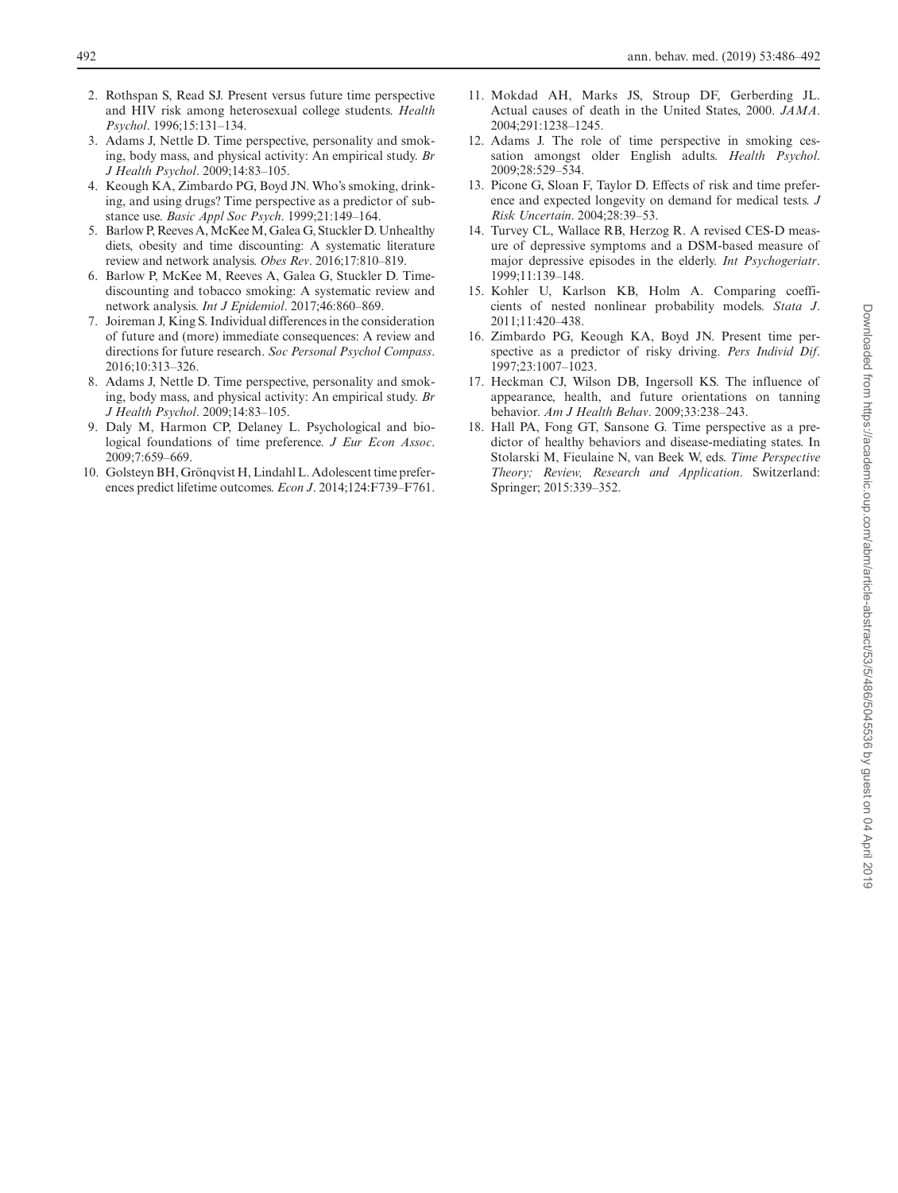2. Rothspan S, Read SJ. Present versus future time perspective and HIV risk among heterosexual college students. *Health Psychol*. 1996;15:131–134.
3. Adams J, Nettle D. Time perspective, personality and smoking, body mass, and physical activity: An empirical study. *Br J Health Psychol*. 2009;14:83–105.
4. Keough KA, Zimbardo PG, Boyd JN. Who's smoking, drinking, and using drugs? Time perspective as a predictor of substance use. *Basic Appl Soc Psych*. 1999;21:149–164.
5. Barlow P, Reeves A, McKee M, Galea G, Stuckler D. Unhealthy diets, obesity and time discounting: A systematic literature review and network analysis. *Obes Rev*. 2016;17:810–819.
6. Barlow P, McKee M, Reeves A, Galea G, Stuckler D. Time-discounting and tobacco smoking: A systematic review and network analysis. *Int J Epidemiol*. 2017;46:860–869.
7. Joireman J, King S. Individual differences in the consideration of future and (more) immediate consequences: A review and directions for future research. *Soc Personal Psychol Compass*. 2016;10:313–326.
8. Adams J, Nettle D. Time perspective, personality and smoking, body mass, and physical activity: An empirical study. *Br J Health Psychol*. 2009;14:83–105.
9. Daly M, Harmon CP, Delaney L. Psychological and biological foundations of time preference. *J Eur Econ Assoc*. 2009;7:659–669.
10. Golsteyn BH, Grönqvist H, Lindahl L. Adolescent time preferences predict lifetime outcomes. *Econ J*. 2014;124:F739–F761.
11. Mokdad AH, Marks JS, Stroup DF, Gerberding JL. Actual causes of death in the United States, 2000. *JAMA*. 2004;291:1238–1245.
12. Adams J. The role of time perspective in smoking cessation amongst older English adults. *Health Psychol*. 2009;28:529–534.
13. Picone G, Sloan F, Taylor D. Effects of risk and time preference and expected longevity on demand for medical tests. *J Risk Uncertain*. 2004;28:39–53.
14. Turvey CL, Wallace RB, Herzog R. A revised CES-D measure of depressive symptoms and a DSM-based measure of major depressive episodes in the elderly. *Int Psychogeriatr*. 1999;11:139–148.
15. Kohler U, Karlson KB, Holm A. Comparing coefficients of nested nonlinear probability models. *Stata J*. 2011;11:420–438.
16. Zimbardo PG, Keough KA, Boyd JN. Present time perspective as a predictor of risky driving. *Pers Individ Dif*. 1997;23:1007–1023.
17. Heckman CJ, Wilson DB, Ingersoll KS. The influence of appearance, health, and future orientations on tanning behavior. *Am J Health Behav*. 2009;33:238–243.
18. Hall PA, Fong GT, Sansone G. Time perspective as a predictor of healthy behaviors and disease-mediating states. In Stolarski M, Fieulaine N, van Beek W, eds. *Time Perspective Theory; Review, Research and Application*. Switzerland: Springer; 2015:339–352.